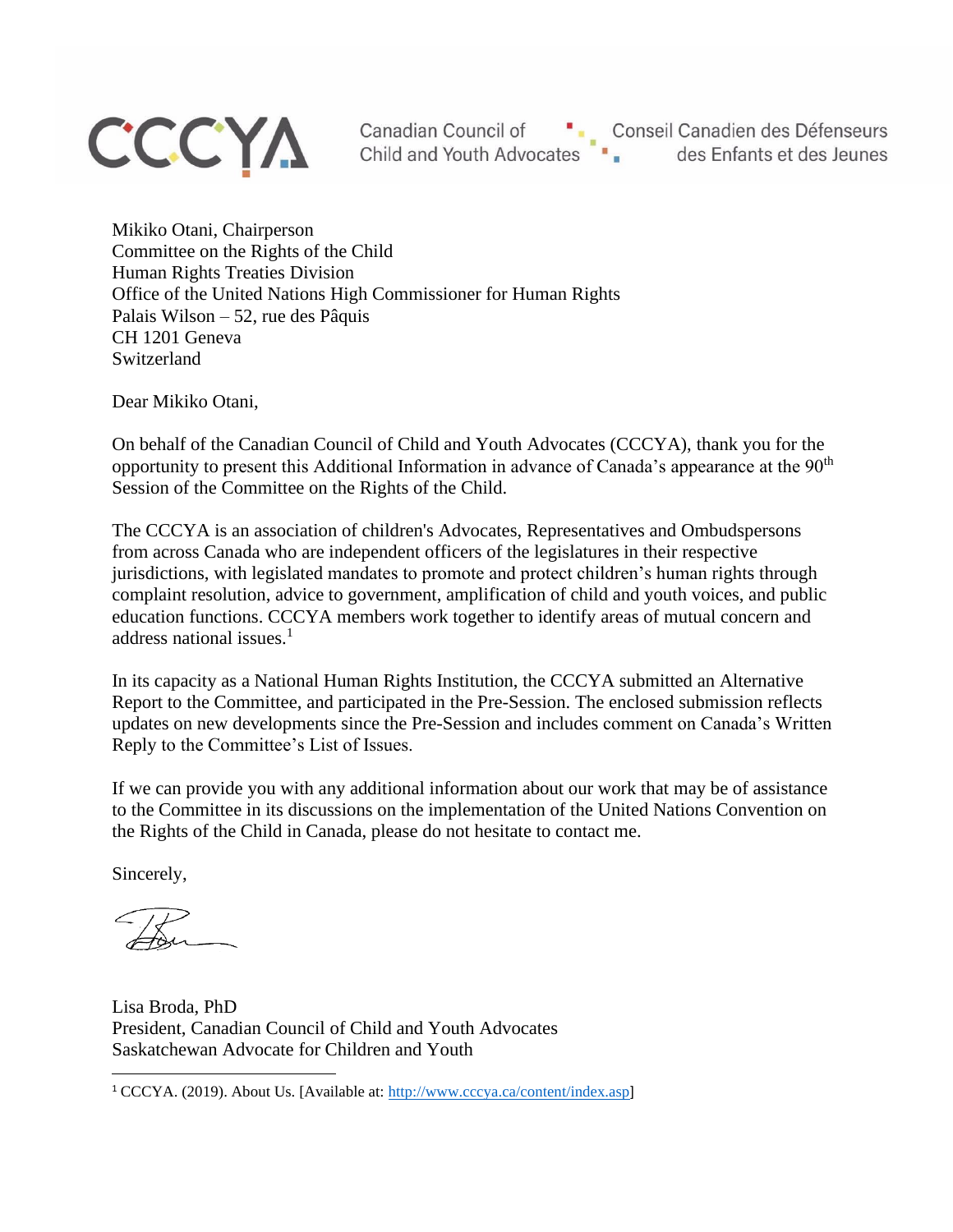CCCYA

Canadian Council of Child and Youth Advocates | Conseil Canadien des Défenseurs des Enfants et des Jeunes

Mikiko Otani, Chairperson
Committee on the Rights of the Child
Human Rights Treaties Division
Office of the United Nations High Commissioner for Human Rights
Palais Wilson – 52, rue des Pâquis
CH 1201 Geneva
Switzerland

Dear Mikiko Otani,

On behalf of the Canadian Council of Child and Youth Advocates (CCCYA), thank you for the opportunity to present this Additional Information in advance of Canada's appearance at the 90th Session of the Committee on the Rights of the Child.

The CCCYA is an association of children's Advocates, Representatives and Ombudspersons from across Canada who are independent officers of the legislatures in their respective jurisdictions, with legislated mandates to promote and protect children's human rights through complaint resolution, advice to government, amplification of child and youth voices, and public education functions. CCCYA members work together to identify areas of mutual concern and address national issues.[1]

In its capacity as a National Human Rights Institution, the CCCYA submitted an Alternative Report to the Committee, and participated in the Pre-Session. The enclosed submission reflects updates on new developments since the Pre-Session and includes comment on Canada's Written Reply to the Committee's List of Issues.

If we can provide you with any additional information about our work that may be of assistance to the Committee in its discussions on the implementation of the United Nations Convention on the Rights of the Child in Canada, please do not hesitate to contact me.

Sincerely,

Lisa Broda, PhD
President, Canadian Council of Child and Youth Advocates
Saskatchewan Advocate for Children and Youth

[1] CCCYA. (2019). About Us. [Available at: http://www.cccya.ca/content/index.asp]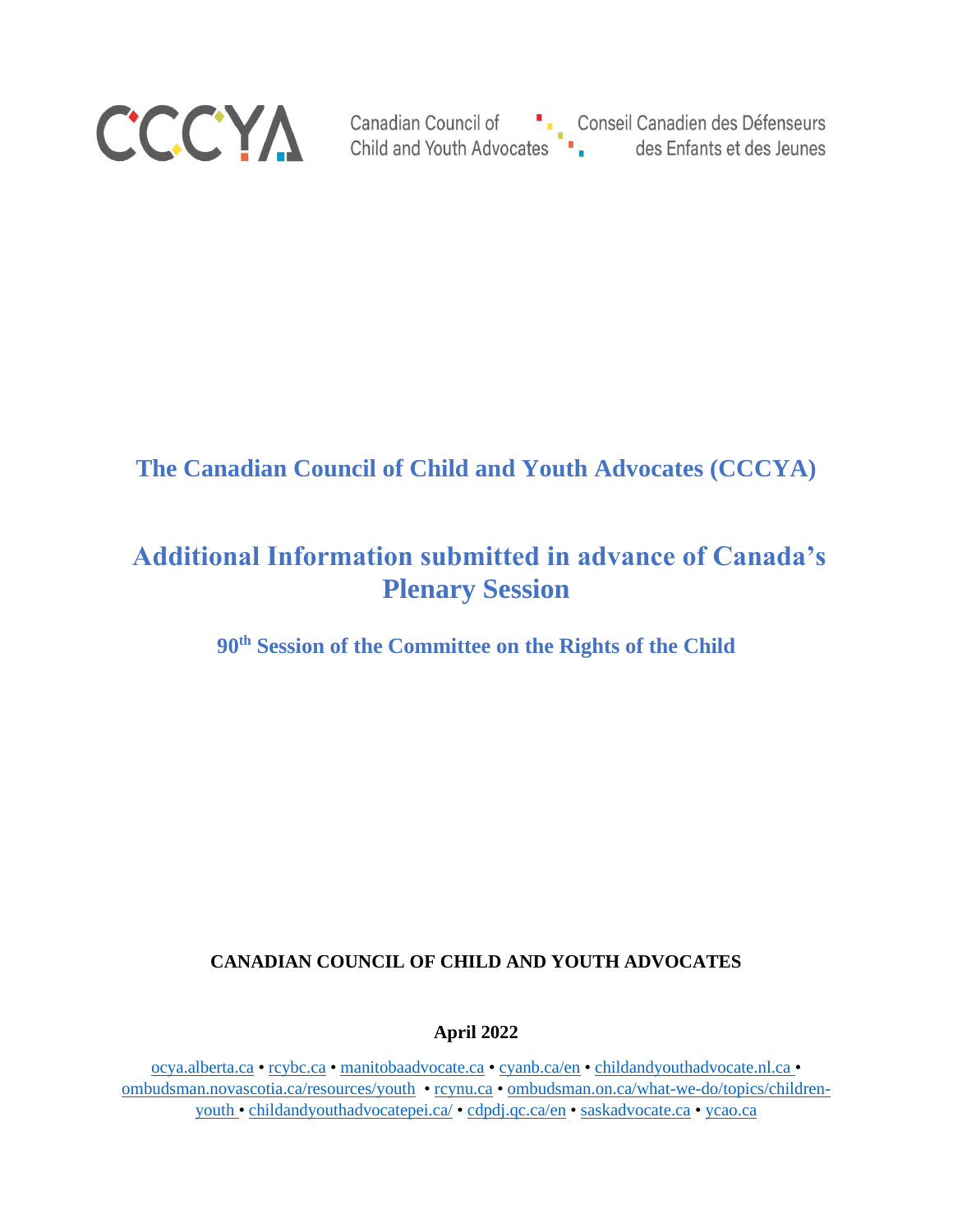Canadian Council of Child and Youth Advocates

Conseil Canadien des Défenseurs des Enfants et des Jeunes

# The Canadian Council of Child and Youth Advocates (CCCYA)

# Additional Information submitted in advance of Canada's Plenary Session

## 90th Session of the Committee on the Rights of the Child

**CANADIAN COUNCIL OF CHILD AND YOUTH ADVOCATES**

**April 2022**

ocya.alberta.ca • rcybc.ca • manitobaadvocate.ca • cyanb.ca/en • childandyouthadvocate.nl.ca • ombudsman.novascotia.ca/resources/youth • rcynu.ca • ombudsman.on.ca/what-we-do/topics/children-youth • childandyouthadvocatepei.ca/ • cdpdj.qc.ca/en • saskadvocate.ca • ycao.ca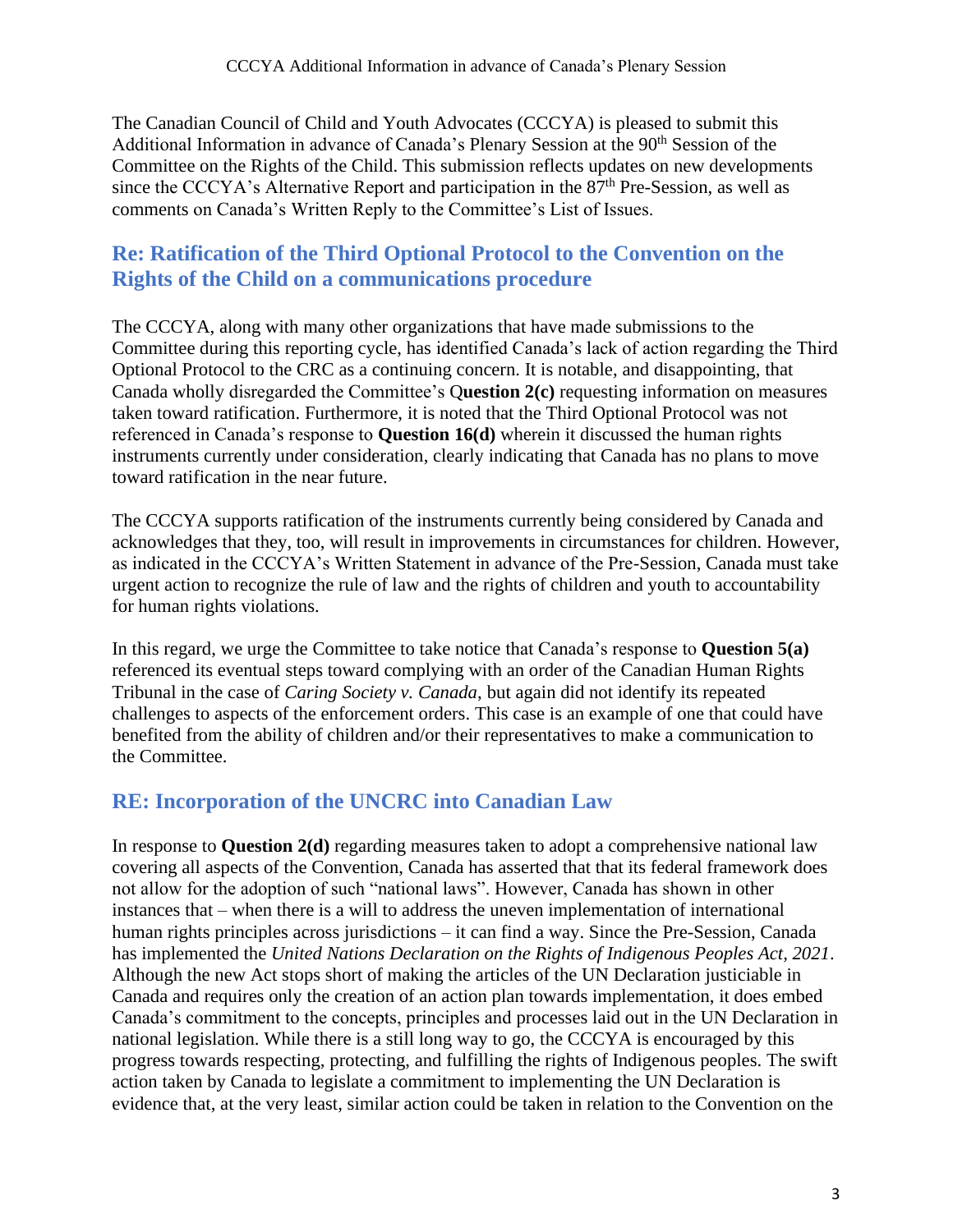The Canadian Council of Child and Youth Advocates (CCCYA) is pleased to submit this Additional Information in advance of Canada's Plenary Session at the 90th Session of the Committee on the Rights of the Child. This submission reflects updates on new developments since the CCCYA's Alternative Report and participation in the 87th Pre-Session, as well as comments on Canada's Written Reply to the Committee's List of Issues.

## Re: Ratification of the Third Optional Protocol to the Convention on the Rights of the Child on a communications procedure

The CCCYA, along with many other organizations that have made submissions to the Committee during this reporting cycle, has identified Canada's lack of action regarding the Third Optional Protocol to the CRC as a continuing concern. It is notable, and disappointing, that Canada wholly disregarded the Committee's Q**uestion 2(c)** requesting information on measures taken toward ratification. Furthermore, it is noted that the Third Optional Protocol was not referenced in Canada's response to **Question 16(d)** wherein it discussed the human rights instruments currently under consideration, clearly indicating that Canada has no plans to move toward ratification in the near future.

The CCCYA supports ratification of the instruments currently being considered by Canada and acknowledges that they, too, will result in improvements in circumstances for children. However, as indicated in the CCCYA's Written Statement in advance of the Pre-Session, Canada must take urgent action to recognize the rule of law and the rights of children and youth to accountability for human rights violations.

In this regard, we urge the Committee to take notice that Canada's response to **Question 5(a)** referenced its eventual steps toward complying with an order of the Canadian Human Rights Tribunal in the case of *Caring Society v. Canada*, but again did not identify its repeated challenges to aspects of the enforcement orders. This case is an example of one that could have benefited from the ability of children and/or their representatives to make a communication to the Committee.

## RE: Incorporation of the UNCRC into Canadian Law

In response to **Question 2(d)** regarding measures taken to adopt a comprehensive national law covering all aspects of the Convention, Canada has asserted that that its federal framework does not allow for the adoption of such "national laws". However, Canada has shown in other instances that – when there is a will to address the uneven implementation of international human rights principles across jurisdictions – it can find a way. Since the Pre-Session, Canada has implemented the *United Nations Declaration on the Rights of Indigenous Peoples Act, 2021*. Although the new Act stops short of making the articles of the UN Declaration justiciable in Canada and requires only the creation of an action plan towards implementation, it does embed Canada's commitment to the concepts, principles and processes laid out in the UN Declaration in national legislation. While there is a still long way to go, the CCCYA is encouraged by this progress towards respecting, protecting, and fulfilling the rights of Indigenous peoples. The swift action taken by Canada to legislate a commitment to implementing the UN Declaration is evidence that, at the very least, similar action could be taken in relation to the Convention on the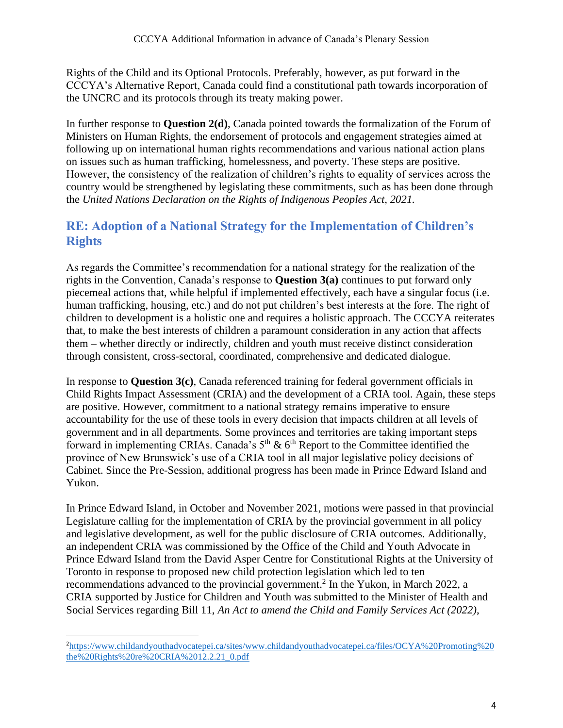Rights of the Child and its Optional Protocols. Preferably, however, as put forward in the CCCYA's Alternative Report, Canada could find a constitutional path towards incorporation of the UNCRC and its protocols through its treaty making power.

In further response to **Question 2(d)**, Canada pointed towards the formalization of the Forum of Ministers on Human Rights, the endorsement of protocols and engagement strategies aimed at following up on international human rights recommendations and various national action plans on issues such as human trafficking, homelessness, and poverty. These steps are positive. However, the consistency of the realization of children's rights to equality of services across the country would be strengthened by legislating these commitments, such as has been done through the *United Nations Declaration on the Rights of Indigenous Peoples Act, 2021.*

## RE: Adoption of a National Strategy for the Implementation of Children's Rights

As regards the Committee's recommendation for a national strategy for the realization of the rights in the Convention, Canada's response to **Question 3(a)** continues to put forward only piecemeal actions that, while helpful if implemented effectively, each have a singular focus (i.e. human trafficking, housing, etc.) and do not put children's best interests at the fore. The right of children to development is a holistic one and requires a holistic approach. The CCCYA reiterates that, to make the best interests of children a paramount consideration in any action that affects them – whether directly or indirectly, children and youth must receive distinct consideration through consistent, cross-sectoral, coordinated, comprehensive and dedicated dialogue.

In response to **Question 3(c)**, Canada referenced training for federal government officials in Child Rights Impact Assessment (CRIA) and the development of a CRIA tool. Again, these steps are positive. However, commitment to a national strategy remains imperative to ensure accountability for the use of these tools in every decision that impacts children at all levels of government and in all departments. Some provinces and territories are taking important steps forward in implementing CRIAs. Canada's 5th & 6th Report to the Committee identified the province of New Brunswick's use of a CRIA tool in all major legislative policy decisions of Cabinet. Since the Pre-Session, additional progress has been made in Prince Edward Island and Yukon.

In Prince Edward Island, in October and November 2021, motions were passed in that provincial Legislature calling for the implementation of CRIA by the provincial government in all policy and legislative development, as well for the public disclosure of CRIA outcomes. Additionally, an independent CRIA was commissioned by the Office of the Child and Youth Advocate in Prince Edward Island from the David Asper Centre for Constitutional Rights at the University of Toronto in response to proposed new child protection legislation which led to ten recommendations advanced to the provincial government.[2] In the Yukon, in March 2022, a CRIA supported by Justice for Children and Youth was submitted to the Minister of Health and Social Services regarding Bill 11, *An Act to amend the Child and Family Services Act (2022)*,

---

[2] https://www.childandyouthadvocatepei.ca/sites/www.childandyouthadvocatepei.ca/files/OCYA%20Promoting%20the%20Rights%20re%20CRIA%2012.2.21_0.pdf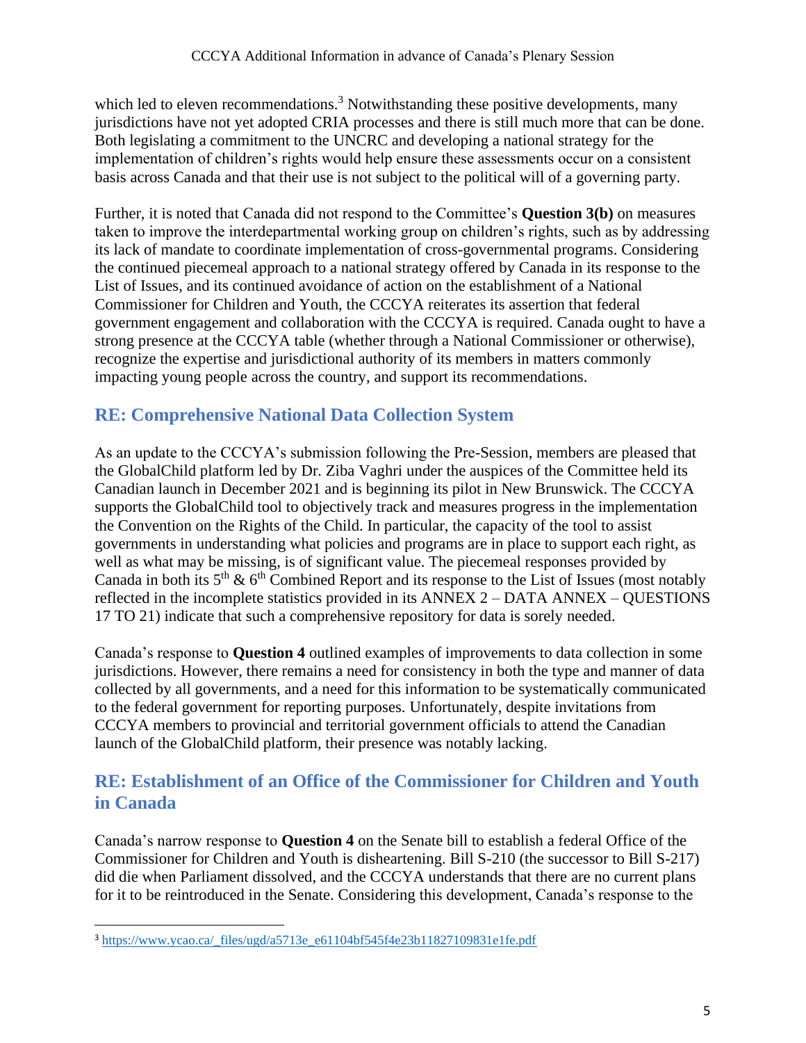which led to eleven recommendations.[3] Notwithstanding these positive developments, many jurisdictions have not yet adopted CRIA processes and there is still much more that can be done. Both legislating a commitment to the UNCRC and developing a national strategy for the implementation of children's rights would help ensure these assessments occur on a consistent basis across Canada and that their use is not subject to the political will of a governing party.

Further, it is noted that Canada did not respond to the Committee's **Question 3(b)** on measures taken to improve the interdepartmental working group on children's rights, such as by addressing its lack of mandate to coordinate implementation of cross-governmental programs. Considering the continued piecemeal approach to a national strategy offered by Canada in its response to the List of Issues, and its continued avoidance of action on the establishment of a National Commissioner for Children and Youth, the CCCYA reiterates its assertion that federal government engagement and collaboration with the CCCYA is required. Canada ought to have a strong presence at the CCCYA table (whether through a National Commissioner or otherwise), recognize the expertise and jurisdictional authority of its members in matters commonly impacting young people across the country, and support its recommendations.

## RE: Comprehensive National Data Collection System

As an update to the CCCYA's submission following the Pre-Session, members are pleased that the GlobalChild platform led by Dr. Ziba Vaghri under the auspices of the Committee held its Canadian launch in December 2021 and is beginning its pilot in New Brunswick. The CCCYA supports the GlobalChild tool to objectively track and measures progress in the implementation the Convention on the Rights of the Child. In particular, the capacity of the tool to assist governments in understanding what policies and programs are in place to support each right, as well as what may be missing, is of significant value. The piecemeal responses provided by Canada in both its 5th & 6th Combined Report and its response to the List of Issues (most notably reflected in the incomplete statistics provided in its ANNEX 2 – DATA ANNEX – QUESTIONS 17 TO 21) indicate that such a comprehensive repository for data is sorely needed.

Canada's response to **Question 4** outlined examples of improvements to data collection in some jurisdictions. However, there remains a need for consistency in both the type and manner of data collected by all governments, and a need for this information to be systematically communicated to the federal government for reporting purposes. Unfortunately, despite invitations from CCCYA members to provincial and territorial government officials to attend the Canadian launch of the GlobalChild platform, their presence was notably lacking.

## RE: Establishment of an Office of the Commissioner for Children and Youth in Canada

Canada's narrow response to **Question 4** on the Senate bill to establish a federal Office of the Commissioner for Children and Youth is disheartening. Bill S-210 (the successor to Bill S-217) did die when Parliament dissolved, and the CCCYA understands that there are no current plans for it to be reintroduced in the Senate. Considering this development, Canada's response to the

[3] https://www.ycao.ca/_files/ugd/a5713e_e61104bf545f4e23b11827109831e1fe.pdf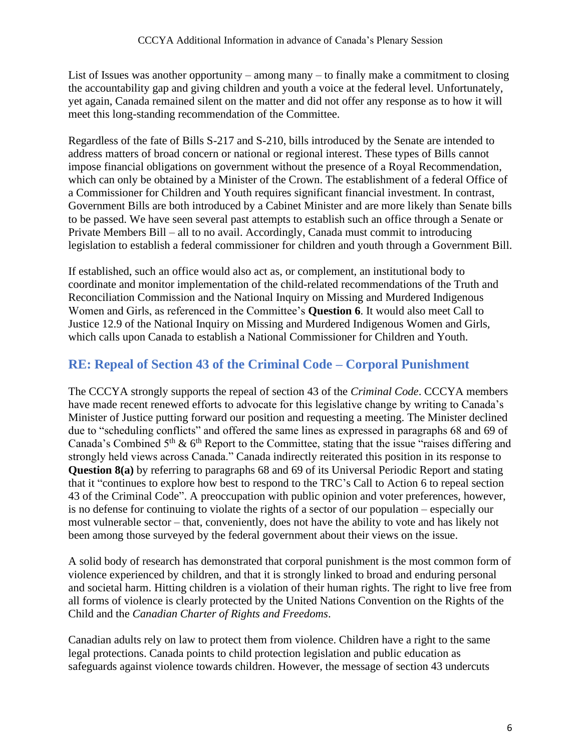List of Issues was another opportunity – among many – to finally make a commitment to closing the accountability gap and giving children and youth a voice at the federal level. Unfortunately, yet again, Canada remained silent on the matter and did not offer any response as to how it will meet this long-standing recommendation of the Committee.

Regardless of the fate of Bills S-217 and S-210, bills introduced by the Senate are intended to address matters of broad concern or national or regional interest. These types of Bills cannot impose financial obligations on government without the presence of a Royal Recommendation, which can only be obtained by a Minister of the Crown. The establishment of a federal Office of a Commissioner for Children and Youth requires significant financial investment. In contrast, Government Bills are both introduced by a Cabinet Minister and are more likely than Senate bills to be passed. We have seen several past attempts to establish such an office through a Senate or Private Members Bill – all to no avail. Accordingly, Canada must commit to introducing legislation to establish a federal commissioner for children and youth through a Government Bill.

If established, such an office would also act as, or complement, an institutional body to coordinate and monitor implementation of the child-related recommendations of the Truth and Reconciliation Commission and the National Inquiry on Missing and Murdered Indigenous Women and Girls, as referenced in the Committee's **Question 6**. It would also meet Call to Justice 12.9 of the National Inquiry on Missing and Murdered Indigenous Women and Girls, which calls upon Canada to establish a National Commissioner for Children and Youth.

## RE: Repeal of Section 43 of the Criminal Code – Corporal Punishment

The CCCYA strongly supports the repeal of section 43 of the *Criminal Code*. CCCYA members have made recent renewed efforts to advocate for this legislative change by writing to Canada's Minister of Justice putting forward our position and requesting a meeting. The Minister declined due to "scheduling conflicts" and offered the same lines as expressed in paragraphs 68 and 69 of Canada's Combined 5th & 6th Report to the Committee, stating that the issue "raises differing and strongly held views across Canada." Canada indirectly reiterated this position in its response to **Question 8(a)** by referring to paragraphs 68 and 69 of its Universal Periodic Report and stating that it "continues to explore how best to respond to the TRC's Call to Action 6 to repeal section 43 of the Criminal Code". A preoccupation with public opinion and voter preferences, however, is no defense for continuing to violate the rights of a sector of our population – especially our most vulnerable sector – that, conveniently, does not have the ability to vote and has likely not been among those surveyed by the federal government about their views on the issue.

A solid body of research has demonstrated that corporal punishment is the most common form of violence experienced by children, and that it is strongly linked to broad and enduring personal and societal harm. Hitting children is a violation of their human rights. The right to live free from all forms of violence is clearly protected by the United Nations Convention on the Rights of the Child and the *Canadian Charter of Rights and Freedoms*.

Canadian adults rely on law to protect them from violence. Children have a right to the same legal protections. Canada points to child protection legislation and public education as safeguards against violence towards children. However, the message of section 43 undercuts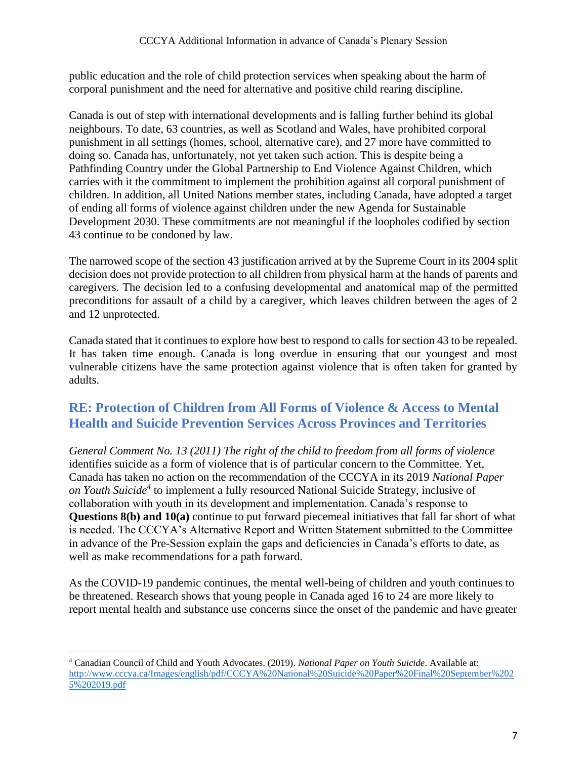public education and the role of child protection services when speaking about the harm of corporal punishment and the need for alternative and positive child rearing discipline.

Canada is out of step with international developments and is falling further behind its global neighbours. To date, 63 countries, as well as Scotland and Wales, have prohibited corporal punishment in all settings (homes, school, alternative care), and 27 more have committed to doing so. Canada has, unfortunately, not yet taken such action. This is despite being a Pathfinding Country under the Global Partnership to End Violence Against Children, which carries with it the commitment to implement the prohibition against all corporal punishment of children. In addition, all United Nations member states, including Canada, have adopted a target of ending all forms of violence against children under the new Agenda for Sustainable Development 2030. These commitments are not meaningful if the loopholes codified by section 43 continue to be condoned by law.

The narrowed scope of the section 43 justification arrived at by the Supreme Court in its 2004 split decision does not provide protection to all children from physical harm at the hands of parents and caregivers. The decision led to a confusing developmental and anatomical map of the permitted preconditions for assault of a child by a caregiver, which leaves children between the ages of 2 and 12 unprotected.

Canada stated that it continues to explore how best to respond to calls for section 43 to be repealed. It has taken time enough. Canada is long overdue in ensuring that our youngest and most vulnerable citizens have the same protection against violence that is often taken for granted by adults.

## RE: Protection of Children from All Forms of Violence & Access to Mental Health and Suicide Prevention Services Across Provinces and Territories

*General Comment No. 13 (2011) The right of the child to freedom from all forms of violence* identifies suicide as a form of violence that is of particular concern to the Committee. Yet, Canada has taken no action on the recommendation of the CCCYA in its 2019 *National Paper on Youth Suicide*[4] to implement a fully resourced National Suicide Strategy, inclusive of collaboration with youth in its development and implementation. Canada's response to **Questions 8(b) and 10(a)** continue to put forward piecemeal initiatives that fall far short of what is needed. The CCCYA's Alternative Report and Written Statement submitted to the Committee in advance of the Pre-Session explain the gaps and deficiencies in Canada's efforts to date, as well as make recommendations for a path forward.

As the COVID-19 pandemic continues, the mental well-being of children and youth continues to be threatened. Research shows that young people in Canada aged 16 to 24 are more likely to report mental health and substance use concerns since the onset of the pandemic and have greater

[4] Canadian Council of Child and Youth Advocates. (2019). *National Paper on Youth Suicide*. Available at: http://www.cccya.ca/Images/english/pdf/CCCYA%20National%20Suicide%20Paper%20Final%20September%2025%202019.pdf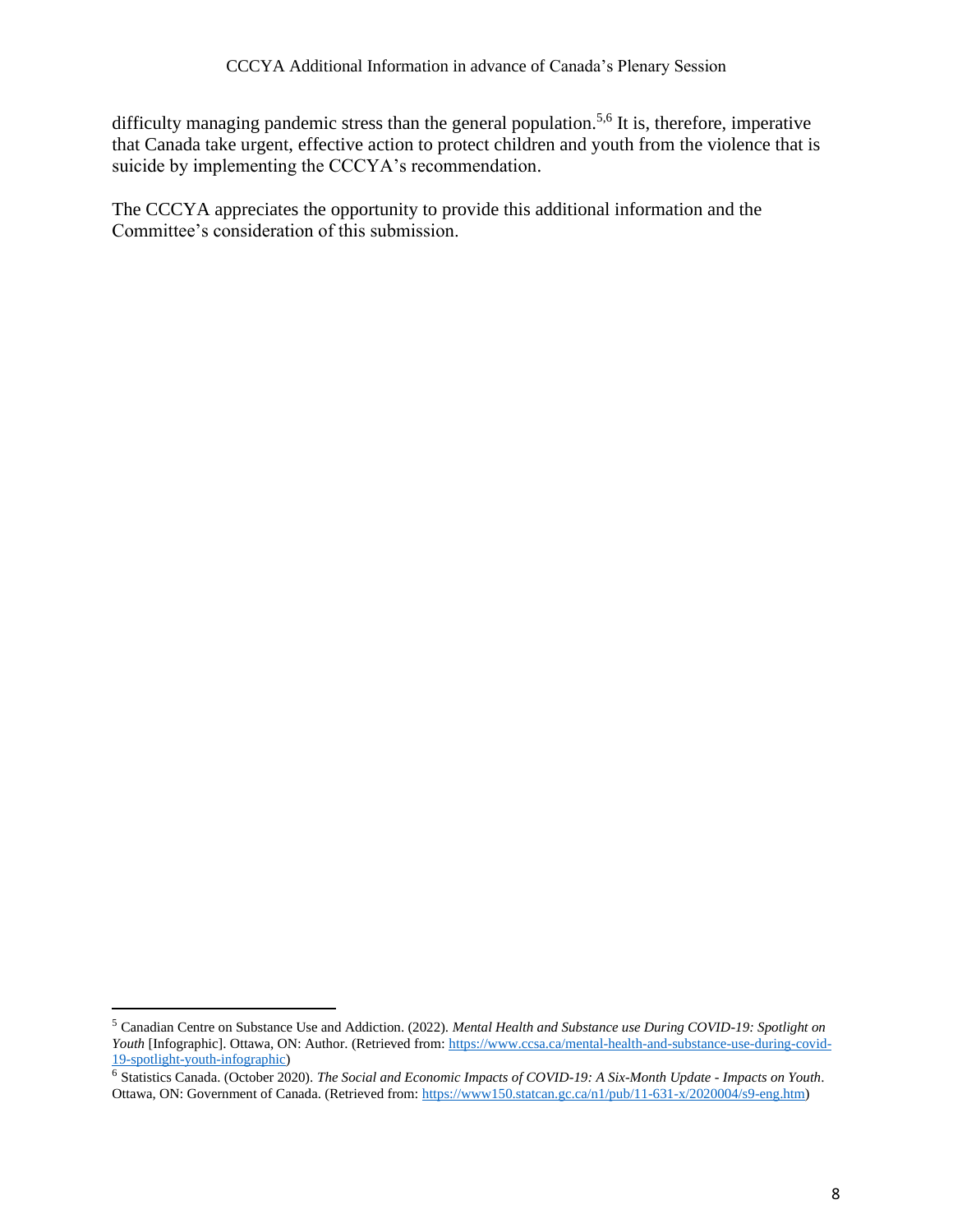difficulty managing pandemic stress than the general population.[5,6] It is, therefore, imperative that Canada take urgent, effective action to protect children and youth from the violence that is suicide by implementing the CCCYA's recommendation.

The CCCYA appreciates the opportunity to provide this additional information and the Committee's consideration of this submission.

---

[5] Canadian Centre on Substance Use and Addiction. (2022). *Mental Health and Substance use During COVID-19: Spotlight on Youth* [Infographic]. Ottawa, ON: Author. (Retrieved from: https://www.ccsa.ca/mental-health-and-substance-use-during-covid-19-spotlight-youth-infographic)

[6] Statistics Canada. (October 2020). *The Social and Economic Impacts of COVID-19: A Six-Month Update - Impacts on Youth*. Ottawa, ON: Government of Canada. (Retrieved from: https://www150.statcan.gc.ca/n1/pub/11-631-x/2020004/s9-eng.htm)